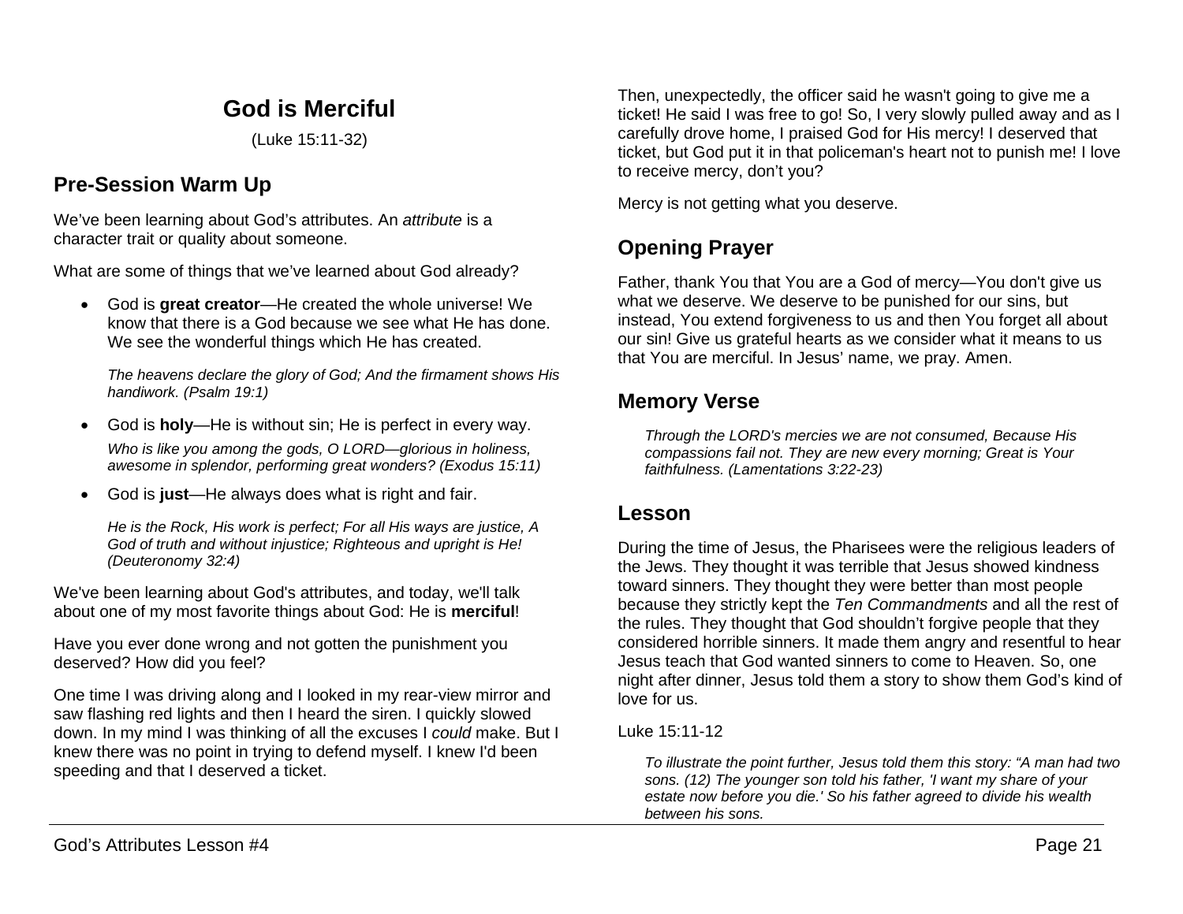# God is Merciful

(Luke 15:11-32)

## Pre-Session Warm Up

We've been learning about God's attributes. An *attribute* is a character trait or quality about someone.

What are some of things that we've learned about God already?

- God is **great creator**—He created the whole universe! We know that there is a God because we see what He has done. We see the wonderful things which He has created.

  *The heavens declare the glory of God; And the firmament shows His handiwork. (Psalm 19:1)*

- God is **holy**—He is without sin; He is perfect in every way.

  *Who is like you among the gods, O LORD—glorious in holiness, awesome in splendor, performing great wonders? (Exodus 15:11)*

- God is **just**—He always does what is right and fair.

  *He is the Rock, His work is perfect; For all His ways are justice, A God of truth and without injustice; Righteous and upright is He! (Deuteronomy 32:4)*

We've been learning about God's attributes, and today, we'll talk about one of my most favorite things about God: He is **merciful**!

Have you ever done wrong and not gotten the punishment you deserved? How did you feel?

One time I was driving along and I looked in my rear-view mirror and saw flashing red lights and then I heard the siren. I quickly slowed down. In my mind I was thinking of all the excuses I *could* make. But I knew there was no point in trying to defend myself. I knew I'd been speeding and that I deserved a ticket.

Then, unexpectedly, the officer said he wasn't going to give me a ticket! He said I was free to go! So, I very slowly pulled away and as I carefully drove home, I praised God for His mercy! I deserved that ticket, but God put it in that policeman's heart not to punish me! I love to receive mercy, don't you?

Mercy is not getting what you deserve.

## Opening Prayer

Father, thank You that You are a God of mercy—You don't give us what we deserve. We deserve to be punished for our sins, but instead, You extend forgiveness to us and then You forget all about our sin! Give us grateful hearts as we consider what it means to us that You are merciful. In Jesus' name, we pray. Amen.

## Memory Verse

*Through the LORD's mercies we are not consumed, Because His compassions fail not. They are new every morning; Great is Your faithfulness. (Lamentations 3:22-23)*

## Lesson

During the time of Jesus, the Pharisees were the religious leaders of the Jews. They thought it was terrible that Jesus showed kindness toward sinners. They thought they were better than most people because they strictly kept the *Ten Commandments* and all the rest of the rules. They thought that God shouldn't forgive people that they considered horrible sinners. It made them angry and resentful to hear Jesus teach that God wanted sinners to come to Heaven. So, one night after dinner, Jesus told them a story to show them God's kind of love for us.

Luke 15:11-12

*To illustrate the point further, Jesus told them this story: "A man had two sons. (12) The younger son told his father, 'I want my share of your estate now before you die.' So his father agreed to divide his wealth between his sons.*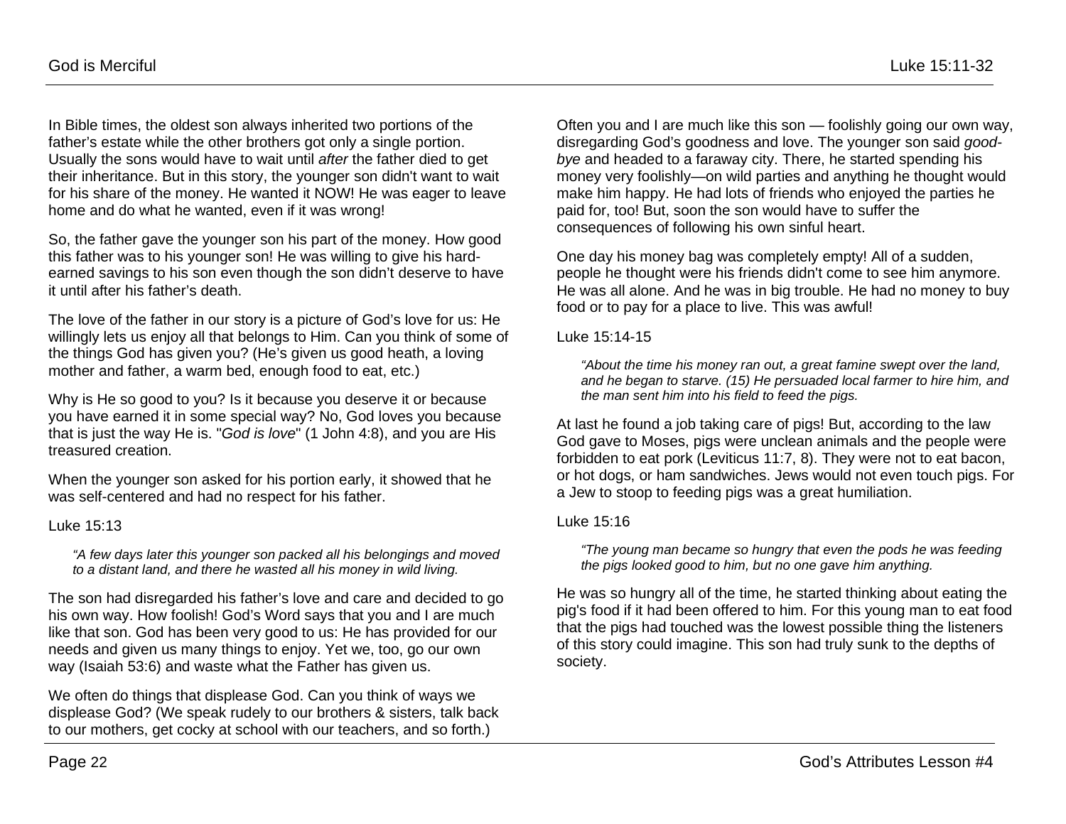In Bible times, the oldest son always inherited two portions of the father's estate while the other brothers got only a single portion. Usually the sons would have to wait until *after* the father died to get their inheritance. But in this story, the younger son didn't want to wait for his share of the money. He wanted it NOW! He was eager to leave home and do what he wanted, even if it was wrong!

So, the father gave the younger son his part of the money. How good this father was to his younger son! He was willing to give his hard-earned savings to his son even though the son didn't deserve to have it until after his father's death.

The love of the father in our story is a picture of God's love for us: He willingly lets us enjoy all that belongs to Him. Can you think of some of the things God has given you? (He's given us good heath, a loving mother and father, a warm bed, enough food to eat, etc.)

Why is He so good to you? Is it because you deserve it or because you have earned it in some special way? No, God loves you because that is just the way He is. "*God is love*" (1 John 4:8), and you are His treasured creation.

When the younger son asked for his portion early, it showed that he was self-centered and had no respect for his father.

Luke 15:13

> *"A few days later this younger son packed all his belongings and moved to a distant land, and there he wasted all his money in wild living.*

The son had disregarded his father's love and care and decided to go his own way. How foolish! God's Word says that you and I are much like that son. God has been very good to us: He has provided for our needs and given us many things to enjoy. Yet we, too, go our own way (Isaiah 53:6) and waste what the Father has given us.

We often do things that displease God. Can you think of ways we displease God? (We speak rudely to our brothers & sisters, talk back to our mothers, get cocky at school with our teachers, and so forth.)

Often you and I are much like this son — foolishly going our own way, disregarding God's goodness and love. The younger son said *good-bye* and headed to a faraway city. There, he started spending his money very foolishly—on wild parties and anything he thought would make him happy. He had lots of friends who enjoyed the parties he paid for, too! But, soon the son would have to suffer the consequences of following his own sinful heart.

One day his money bag was completely empty! All of a sudden, people he thought were his friends didn't come to see him anymore. He was all alone. And he was in big trouble. He had no money to buy food or to pay for a place to live. This was awful!

Luke 15:14-15

> *"About the time his money ran out, a great famine swept over the land, and he began to starve. (15) He persuaded local farmer to hire him, and the man sent him into his field to feed the pigs.*

At last he found a job taking care of pigs! But, according to the law God gave to Moses, pigs were unclean animals and the people were forbidden to eat pork (Leviticus 11:7, 8). They were not to eat bacon, or hot dogs, or ham sandwiches. Jews would not even touch pigs. For a Jew to stoop to feeding pigs was a great humiliation.

Luke 15:16

> *"The young man became so hungry that even the pods he was feeding the pigs looked good to him, but no one gave him anything.*

He was so hungry all of the time, he started thinking about eating the pig's food if it had been offered to him. For this young man to eat food that the pigs had touched was the lowest possible thing the listeners of this story could imagine. This son had truly sunk to the depths of society.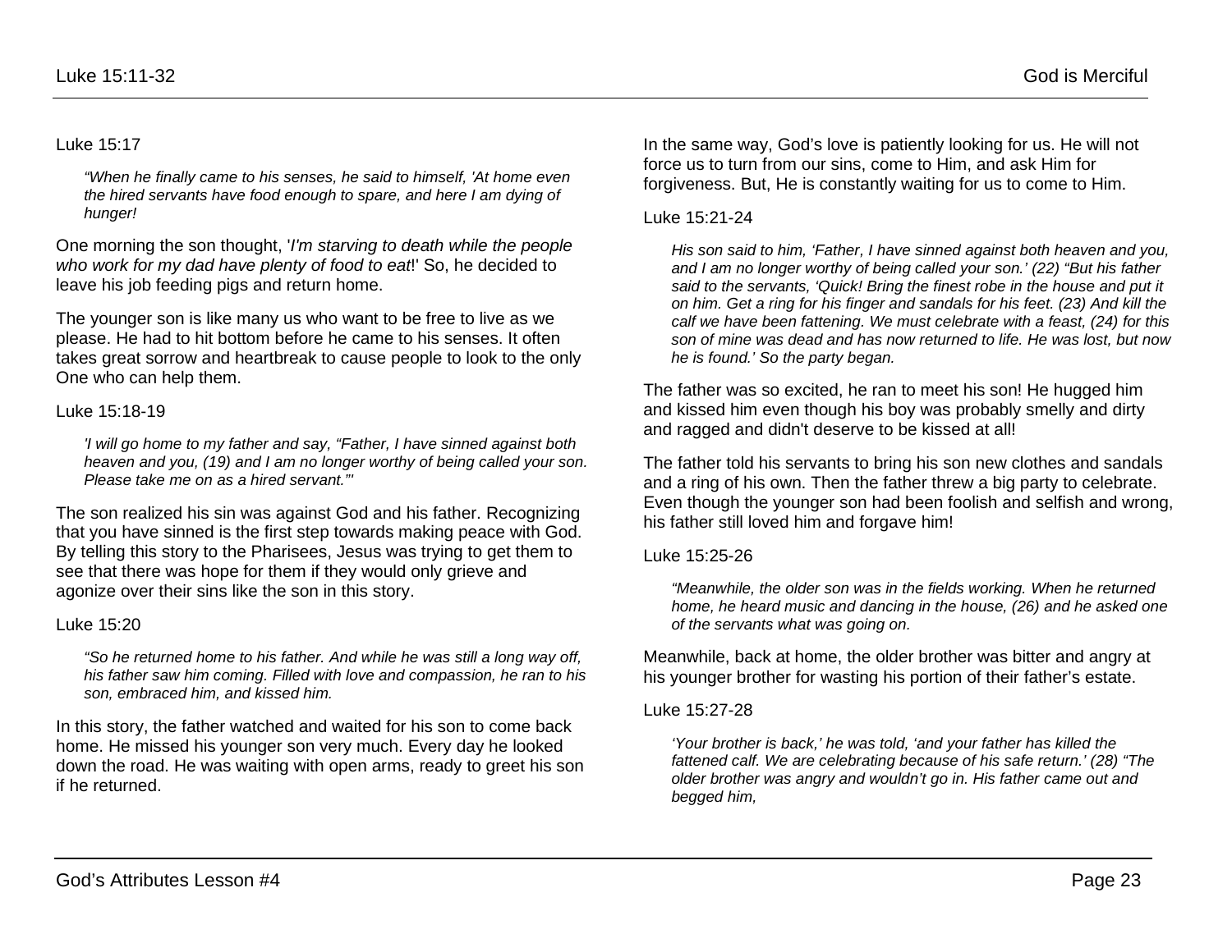Luke 15:17

> *"When he finally came to his senses, he said to himself, 'At home even the hired servants have food enough to spare, and here I am dying of hunger!*

One morning the son thought, '*I'm starving to death while the people who work for my dad have plenty of food to eat*!' So, he decided to leave his job feeding pigs and return home.

The younger son is like many us who want to be free to live as we please. He had to hit bottom before he came to his senses. It often takes great sorrow and heartbreak to cause people to look to the only One who can help them.

Luke 15:18-19

> *'I will go home to my father and say, "Father, I have sinned against both heaven and you, (19) and I am no longer worthy of being called your son. Please take me on as a hired servant."'*

The son realized his sin was against God and his father. Recognizing that you have sinned is the first step towards making peace with God. By telling this story to the Pharisees, Jesus was trying to get them to see that there was hope for them if they would only grieve and agonize over their sins like the son in this story.

Luke 15:20

> *"So he returned home to his father. And while he was still a long way off, his father saw him coming. Filled with love and compassion, he ran to his son, embraced him, and kissed him.*

In this story, the father watched and waited for his son to come back home. He missed his younger son very much. Every day he looked down the road. He was waiting with open arms, ready to greet his son if he returned.

In the same way, God's love is patiently looking for us. He will not force us to turn from our sins, come to Him, and ask Him for forgiveness. But, He is constantly waiting for us to come to Him.

Luke 15:21-24

> *His son said to him, 'Father, I have sinned against both heaven and you, and I am no longer worthy of being called your son.' (22) "But his father said to the servants, 'Quick! Bring the finest robe in the house and put it on him. Get a ring for his finger and sandals for his feet. (23) And kill the calf we have been fattening. We must celebrate with a feast, (24) for this son of mine was dead and has now returned to life. He was lost, but now he is found.' So the party began.*

The father was so excited, he ran to meet his son! He hugged him and kissed him even though his boy was probably smelly and dirty and ragged and didn't deserve to be kissed at all!

The father told his servants to bring his son new clothes and sandals and a ring of his own. Then the father threw a big party to celebrate. Even though the younger son had been foolish and selfish and wrong, his father still loved him and forgave him!

Luke 15:25-26

> *"Meanwhile, the older son was in the fields working. When he returned home, he heard music and dancing in the house, (26) and he asked one of the servants what was going on.*

Meanwhile, back at home, the older brother was bitter and angry at his younger brother for wasting his portion of their father's estate.

Luke 15:27-28

> *'Your brother is back,' he was told, 'and your father has killed the fattened calf. We are celebrating because of his safe return.' (28) "The older brother was angry and wouldn't go in. His father came out and begged him,*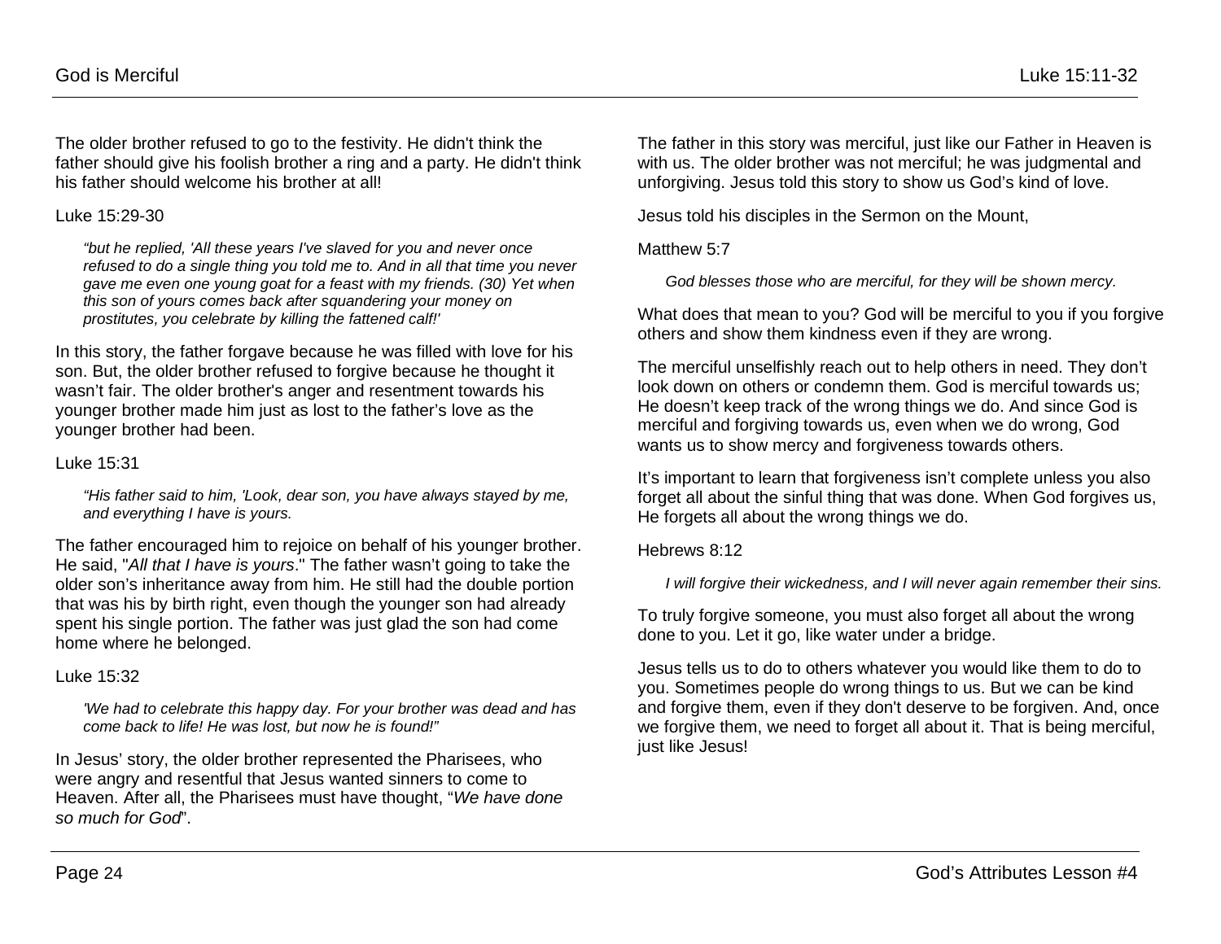The older brother refused to go to the festivity. He didn't think the father should give his foolish brother a ring and a party. He didn't think his father should welcome his brother at all!

Luke 15:29-30

> *“but he replied, 'All these years I've slaved for you and never once refused to do a single thing you told me to. And in all that time you never gave me even one young goat for a feast with my friends. (30) Yet when this son of yours comes back after squandering your money on prostitutes, you celebrate by killing the fattened calf!'*

In this story, the father forgave because he was filled with love for his son. But, the older brother refused to forgive because he thought it wasn’t fair. The older brother's anger and resentment towards his younger brother made him just as lost to the father’s love as the younger brother had been.

Luke 15:31

> *“His father said to him, 'Look, dear son, you have always stayed by me, and everything I have is yours.*

The father encouraged him to rejoice on behalf of his younger brother. He said, "*All that I have is yours*." The father wasn’t going to take the older son’s inheritance away from him. He still had the double portion that was his by birth right, even though the younger son had already spent his single portion. The father was just glad the son had come home where he belonged.

Luke 15:32

> *'We had to celebrate this happy day. For your brother was dead and has come back to life! He was lost, but now he is found!”*

In Jesus’ story, the older brother represented the Pharisees, who were angry and resentful that Jesus wanted sinners to come to Heaven. After all, the Pharisees must have thought, “*We have done so much for God*”.

The father in this story was merciful, just like our Father in Heaven is with us. The older brother was not merciful; he was judgmental and unforgiving. Jesus told this story to show us God’s kind of love.

Jesus told his disciples in the Sermon on the Mount,

Matthew 5:7

> *God blesses those who are merciful, for they will be shown mercy.*

What does that mean to you? God will be merciful to you if you forgive others and show them kindness even if they are wrong.

The merciful unselfishly reach out to help others in need. They don’t look down on others or condemn them. God is merciful towards us; He doesn’t keep track of the wrong things we do. And since God is merciful and forgiving towards us, even when we do wrong, God wants us to show mercy and forgiveness towards others.

It’s important to learn that forgiveness isn’t complete unless you also forget all about the sinful thing that was done. When God forgives us, He forgets all about the wrong things we do.

Hebrews 8:12

> *I will forgive their wickedness, and I will never again remember their sins.*

To truly forgive someone, you must also forget all about the wrong done to you. Let it go, like water under a bridge.

Jesus tells us to do to others whatever you would like them to do to you. Sometimes people do wrong things to us. But we can be kind and forgive them, even if they don't deserve to be forgiven. And, once we forgive them, we need to forget all about it. That is being merciful, just like Jesus!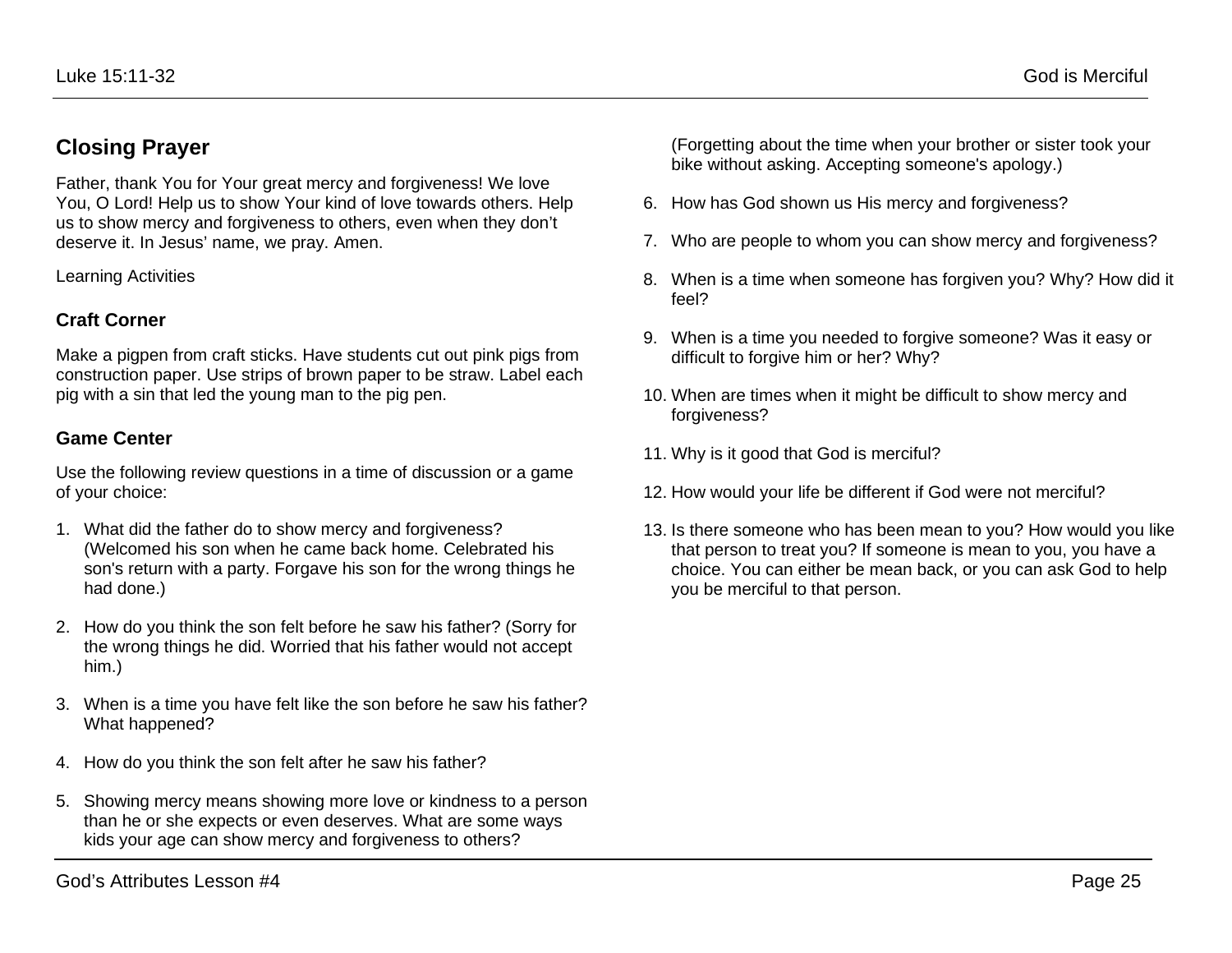## Closing Prayer

Father, thank You for Your great mercy and forgiveness! We love You, O Lord! Help us to show Your kind of love towards others. Help us to show mercy and forgiveness to others, even when they don't deserve it. In Jesus' name, we pray. Amen.

Learning Activities

### Craft Corner

Make a pigpen from craft sticks. Have students cut out pink pigs from construction paper. Use strips of brown paper to be straw. Label each pig with a sin that led the young man to the pig pen.

### Game Center

Use the following review questions in a time of discussion or a game of your choice:

1. What did the father do to show mercy and forgiveness? (Welcomed his son when he came back home. Celebrated his son's return with a party. Forgave his son for the wrong things he had done.)
2. How do you think the son felt before he saw his father? (Sorry for the wrong things he did. Worried that his father would not accept him.)
3. When is a time you have felt like the son before he saw his father? What happened?
4. How do you think the son felt after he saw his father?
5. Showing mercy means showing more love or kindness to a person than he or she expects or even deserves. What are some ways kids your age can show mercy and forgiveness to others? (Forgetting about the time when your brother or sister took your bike without asking. Accepting someone's apology.)
6. How has God shown us His mercy and forgiveness?
7. Who are people to whom you can show mercy and forgiveness?
8. When is a time when someone has forgiven you? Why? How did it feel?
9. When is a time you needed to forgive someone? Was it easy or difficult to forgive him or her? Why?
10. When are times when it might be difficult to show mercy and forgiveness?
11. Why is it good that God is merciful?
12. How would your life be different if God were not merciful?
13. Is there someone who has been mean to you? How would you like that person to treat you? If someone is mean to you, you have a choice. You can either be mean back, or you can ask God to help you be merciful to that person.